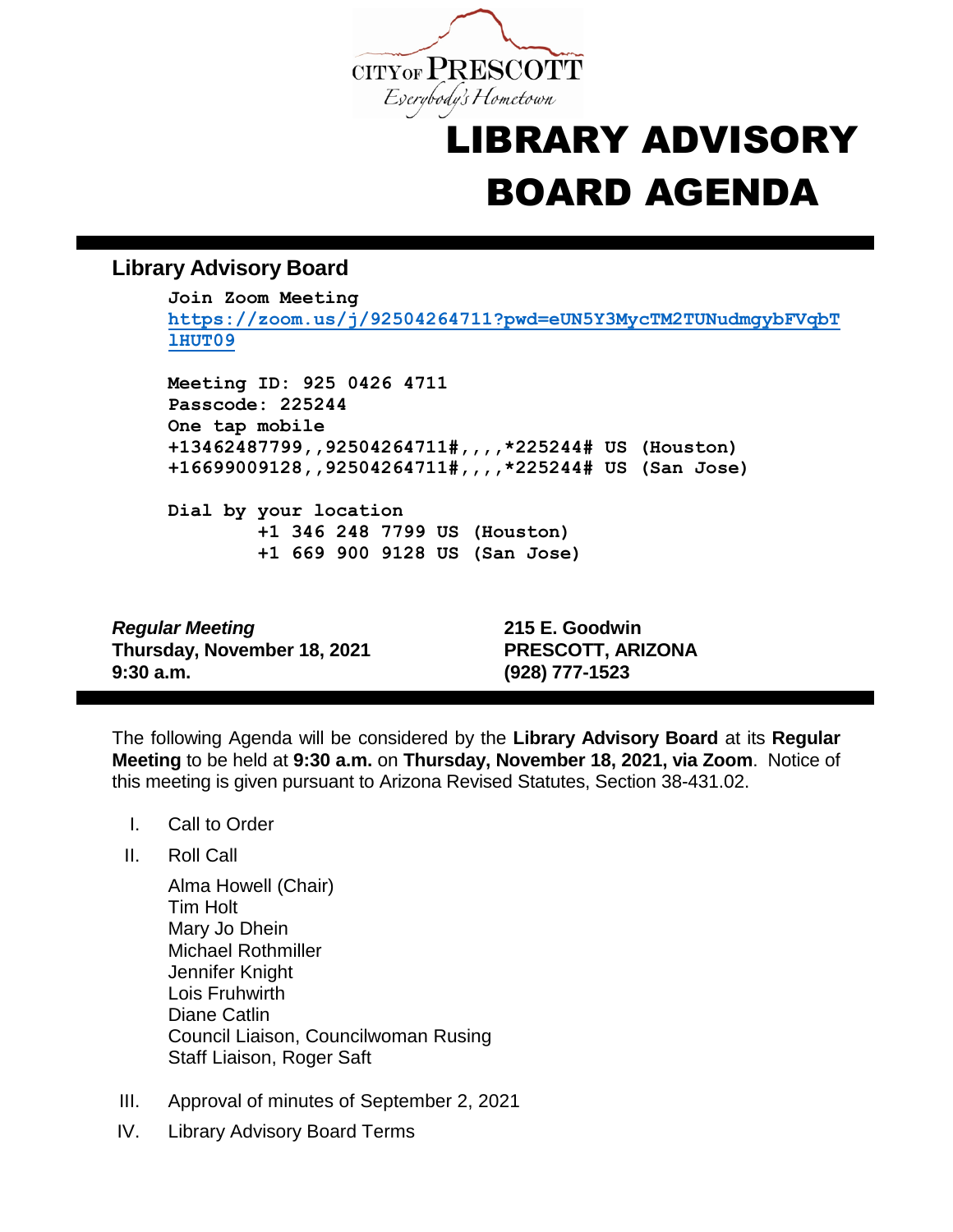CITY OF PRESCOTT
*Everybody's Hometown*

# LIBRARY ADVISORY BOARD AGENDA

## Library Advisory Board

**Join Zoom Meeting**
**https://zoom.us/j/92504264711?pwd=eUN5Y3MycTM2TUNudmgybFVqbT1HUT09**

**Meeting ID: 925 0426 4711**
**Passcode: 225244**
**One tap mobile**
**+13462487799,,92504264711#,,,,*225244# US (Houston)**
**+16699009128,,92504264711#,,,,*225244# US (San Jose)**

**Dial by your location**
**+1 346 248 7799 US (Houston)**
**+1 669 900 9128 US (San Jose)**

***Regular Meeting***
**Thursday, November 18, 2021**
**9:30 a.m.**

**215 E. Goodwin**
**PRESCOTT, ARIZONA**
**(928) 777-1523**

The following Agenda will be considered by the **Library Advisory Board** at its **Regular Meeting** to be held at **9:30 a.m.** on **Thursday, November 18, 2021, via Zoom**. Notice of this meeting is given pursuant to Arizona Revised Statutes, Section 38-431.02.

I. Call to Order

II. Roll Call

Alma Howell (Chair)
Tim Holt
Mary Jo Dhein
Michael Rothmiller
Jennifer Knight
Lois Fruhwirth
Diane Catlin
Council Liaison, Councilwoman Rusing
Staff Liaison, Roger Saft

III. Approval of minutes of September 2, 2021

IV. Library Advisory Board Terms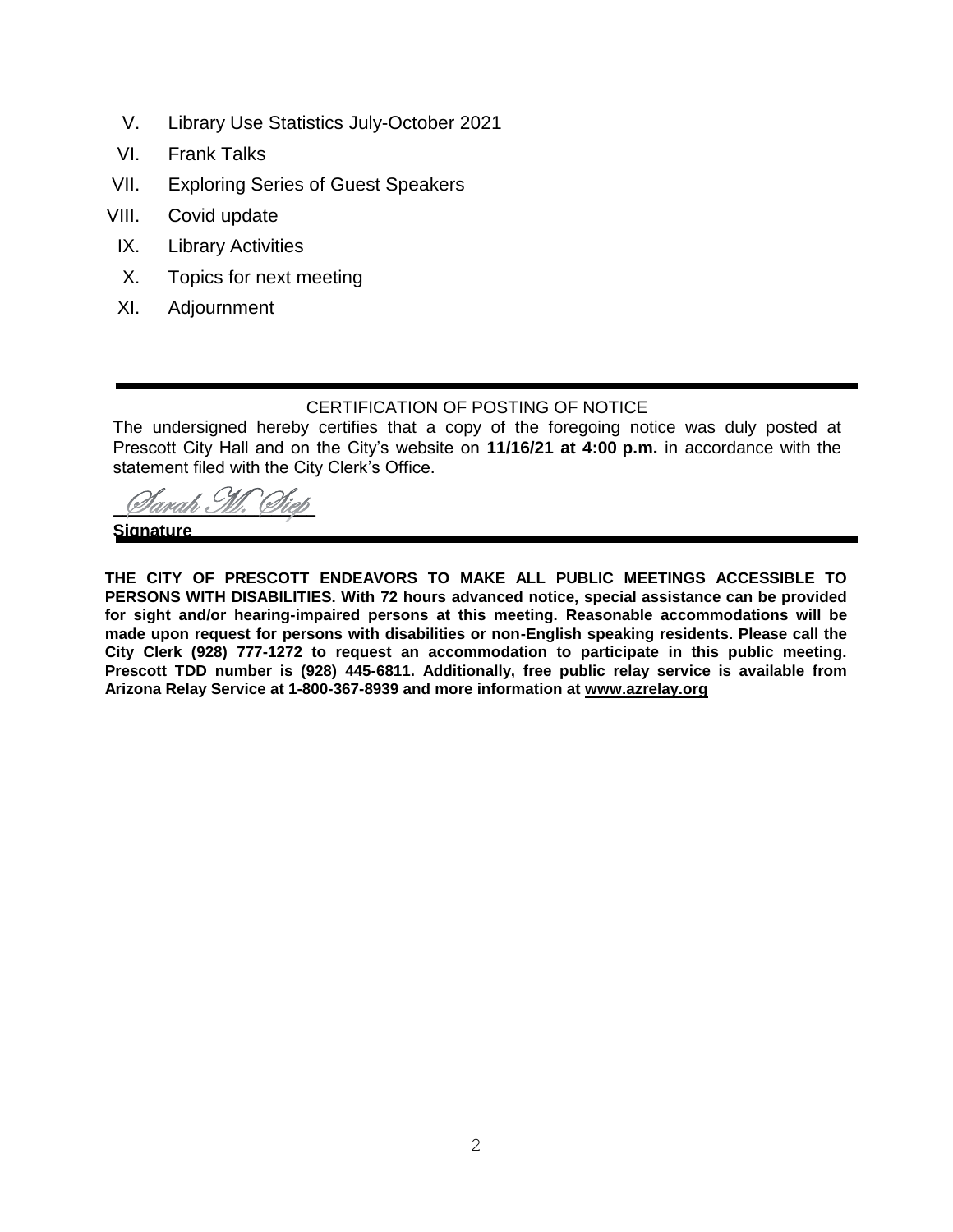V. Library Use Statistics July-October 2021

VI. Frank Talks

VII. Exploring Series of Guest Speakers

VIII. Covid update

IX. Library Activities

X. Topics for next meeting

XI. Adjournment

---

CERTIFICATION OF POSTING OF NOTICE

The undersigned hereby certifies that a copy of the foregoing notice was duly posted at Prescott City Hall and on the City's website on **11/16/21 at 4:00 p.m.** in accordance with the statement filed with the City Clerk's Office.

*Sarah M. Siep*

**Signature**

---

**THE CITY OF PRESCOTT ENDEAVORS TO MAKE ALL PUBLIC MEETINGS ACCESSIBLE TO PERSONS WITH DISABILITIES. With 72 hours advanced notice, special assistance can be provided for sight and/or hearing-impaired persons at this meeting. Reasonable accommodations will be made upon request for persons with disabilities or non-English speaking residents. Please call the City Clerk (928) 777-1272 to request an accommodation to participate in this public meeting. Prescott TDD number is (928) 445-6811. Additionally, free public relay service is available from Arizona Relay Service at 1-800-367-8939 and more information at www.azrelay.org**